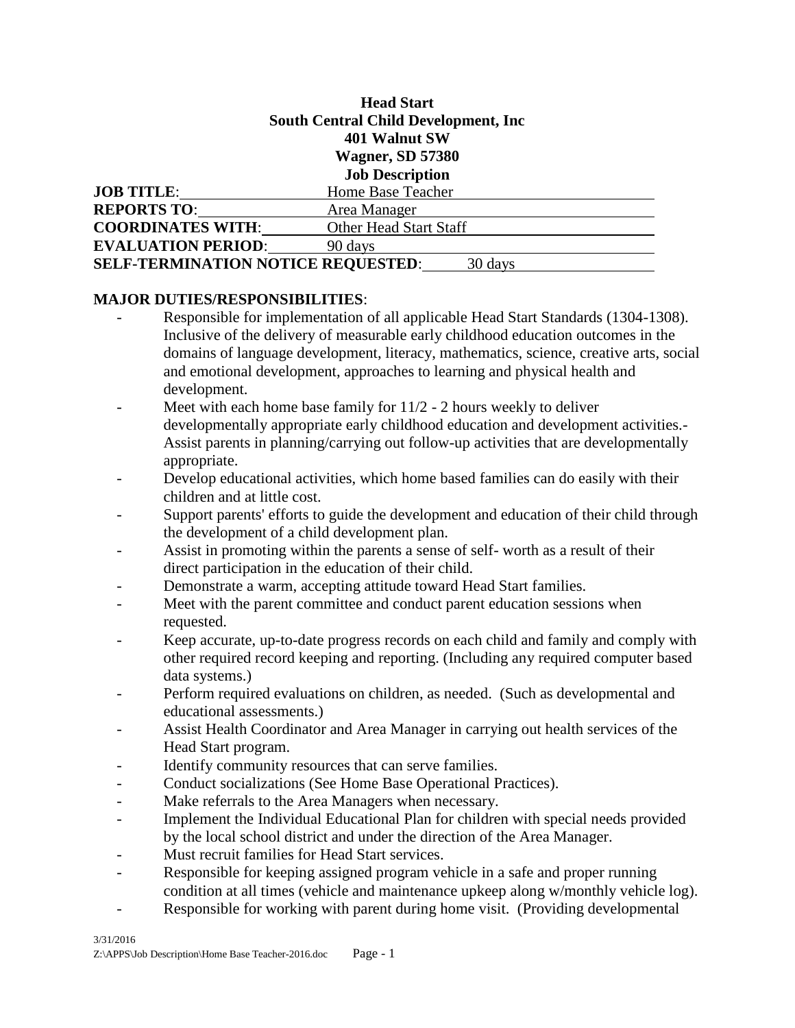**Head Start**
**South Central Child Development, Inc**
**401 Walnut SW**
**Wagner, SD 57380**
**Job Description**

**JOB TITLE**: Home Base Teacher
**REPORTS TO**: Area Manager
**COORDINATES WITH**: Other Head Start Staff
**EVALUATION PERIOD**: 90 days
**SELF-TERMINATION NOTICE REQUESTED**: 30 days

**MAJOR DUTIES/RESPONSIBILITIES**:

- Responsible for implementation of all applicable Head Start Standards (1304-1308). Inclusive of the delivery of measurable early childhood education outcomes in the domains of language development, literacy, mathematics, science, creative arts, social and emotional development, approaches to learning and physical health and development.
- Meet with each home base family for 11/2 - 2 hours weekly to deliver developmentally appropriate early childhood education and development activities.- Assist parents in planning/carrying out follow-up activities that are developmentally appropriate.
- Develop educational activities, which home based families can do easily with their children and at little cost.
- Support parents' efforts to guide the development and education of their child through the development of a child development plan.
- Assist in promoting within the parents a sense of self- worth as a result of their direct participation in the education of their child.
- Demonstrate a warm, accepting attitude toward Head Start families.
- Meet with the parent committee and conduct parent education sessions when requested.
- Keep accurate, up-to-date progress records on each child and family and comply with other required record keeping and reporting. (Including any required computer based data systems.)
- Perform required evaluations on children, as needed. (Such as developmental and educational assessments.)
- Assist Health Coordinator and Area Manager in carrying out health services of the Head Start program.
- Identify community resources that can serve families.
- Conduct socializations (See Home Base Operational Practices).
- Make referrals to the Area Managers when necessary.
- Implement the Individual Educational Plan for children with special needs provided by the local school district and under the direction of the Area Manager.
- Must recruit families for Head Start services.
- Responsible for keeping assigned program vehicle in a safe and proper running condition at all times (vehicle and maintenance upkeep along w/monthly vehicle log).
- Responsible for working with parent during home visit. (Providing developmental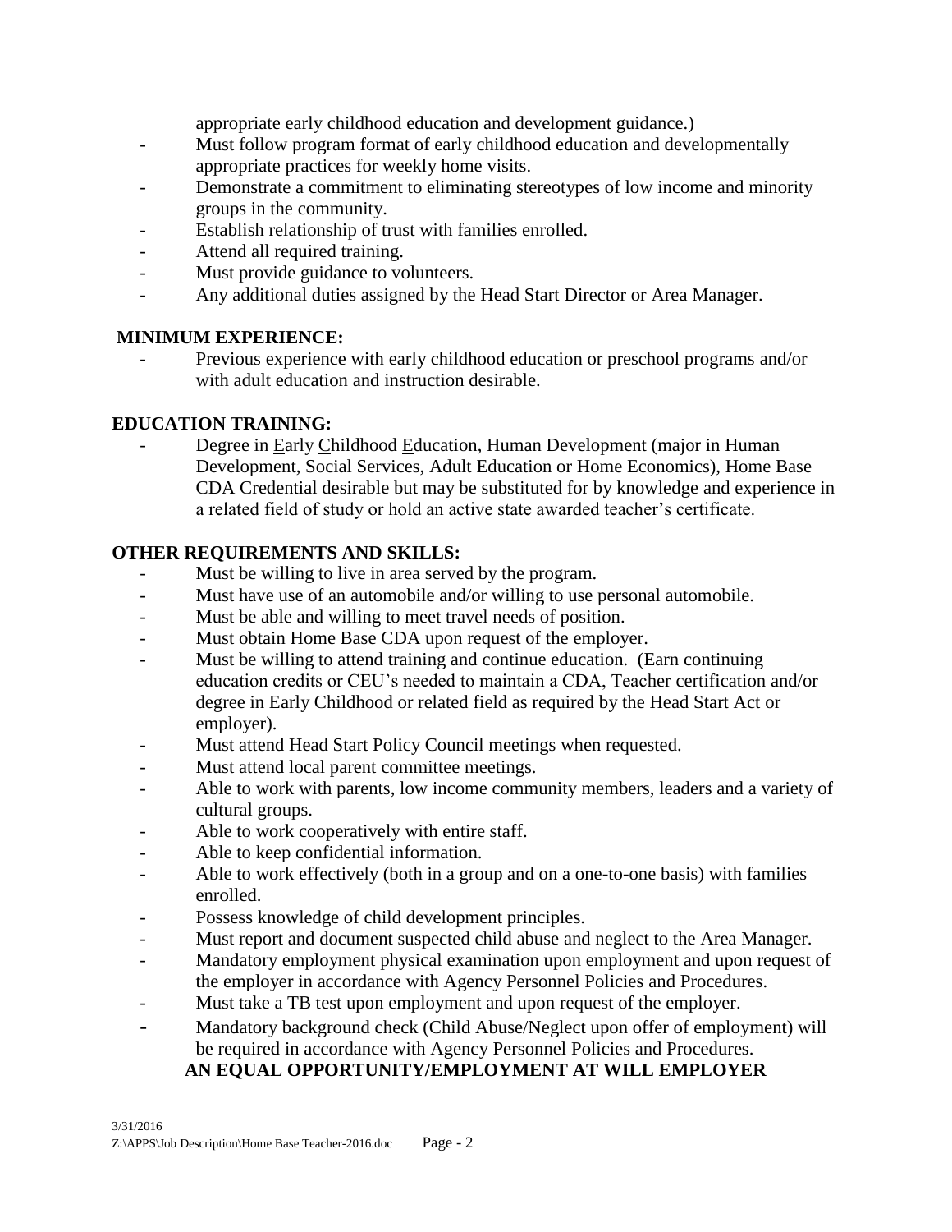appropriate early childhood education and development guidance.)

- Must follow program format of early childhood education and developmentally appropriate practices for weekly home visits.
- Demonstrate a commitment to eliminating stereotypes of low income and minority groups in the community.
- Establish relationship of trust with families enrolled.
- Attend all required training.
- Must provide guidance to volunteers.
- Any additional duties assigned by the Head Start Director or Area Manager.

**MINIMUM EXPERIENCE:**

- Previous experience with early childhood education or preschool programs and/or with adult education and instruction desirable.

**EDUCATION TRAINING:**

- Degree in Early Childhood Education, Human Development (major in Human Development, Social Services, Adult Education or Home Economics), Home Base CDA Credential desirable but may be substituted for by knowledge and experience in a related field of study or hold an active state awarded teacher's certificate.

**OTHER REQUIREMENTS AND SKILLS:**

- Must be willing to live in area served by the program.
- Must have use of an automobile and/or willing to use personal automobile.
- Must be able and willing to meet travel needs of position.
- Must obtain Home Base CDA upon request of the employer.
- Must be willing to attend training and continue education. (Earn continuing education credits or CEU's needed to maintain a CDA, Teacher certification and/or degree in Early Childhood or related field as required by the Head Start Act or employer).
- Must attend Head Start Policy Council meetings when requested.
- Must attend local parent committee meetings.
- Able to work with parents, low income community members, leaders and a variety of cultural groups.
- Able to work cooperatively with entire staff.
- Able to keep confidential information.
- Able to work effectively (both in a group and on a one-to-one basis) with families enrolled.
- Possess knowledge of child development principles.
- Must report and document suspected child abuse and neglect to the Area Manager.
- Mandatory employment physical examination upon employment and upon request of the employer in accordance with Agency Personnel Policies and Procedures.
- Must take a TB test upon employment and upon request of the employer.
- Mandatory background check (Child Abuse/Neglect upon offer of employment) will be required in accordance with Agency Personnel Policies and Procedures.

**AN EQUAL OPPORTUNITY/EMPLOYMENT AT WILL EMPLOYER**

3/31/2016
Z:\APPS\Job Description\Home Base Teacher-2016.doc